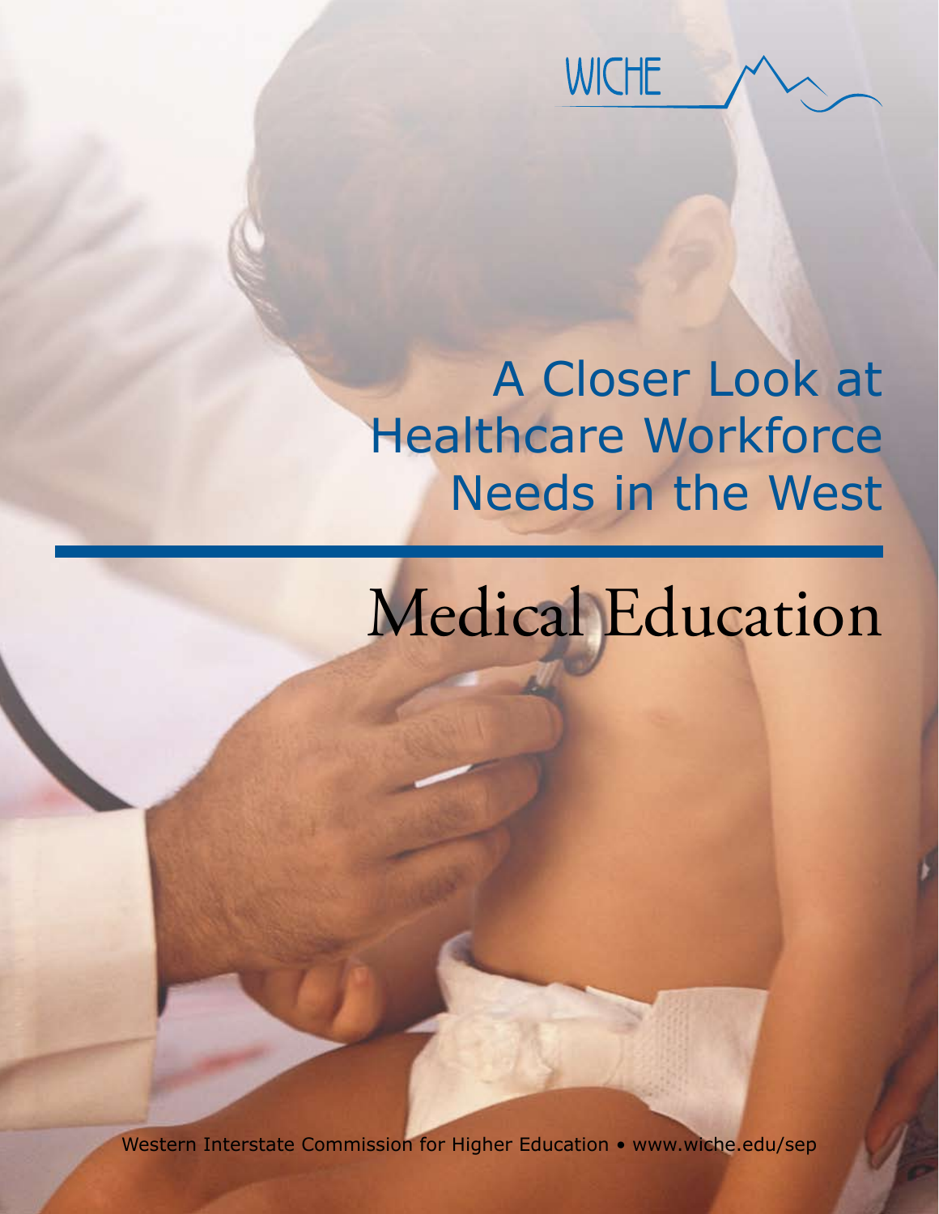WICHE

# A Closer Look at Healthcare Workforce Needs in the West

# Medical Education

Western Interstate Commission for Higher Education • www.wiche.edu/sep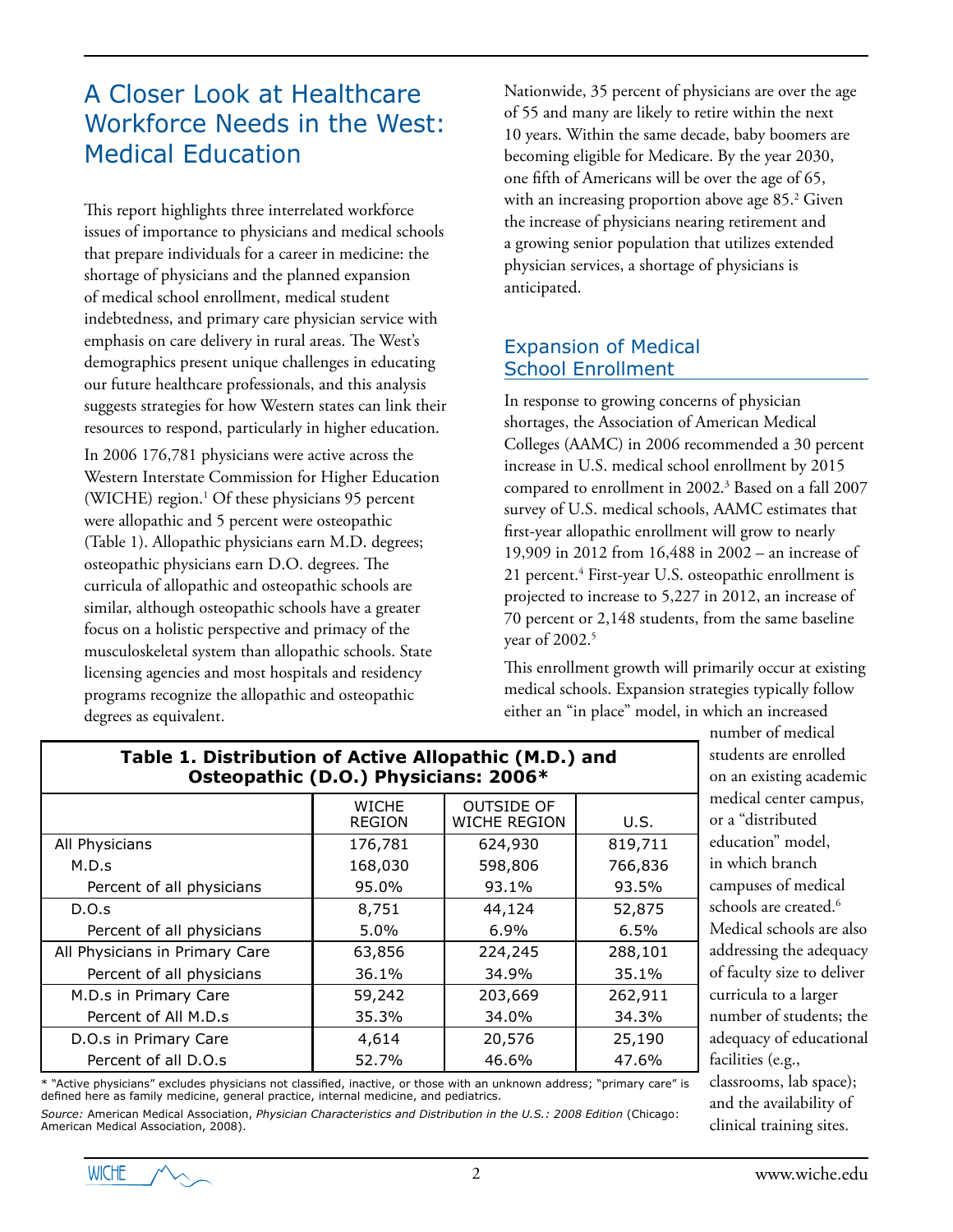# A Closer Look at Healthcare Workforce Needs in the West: Medical Education

This report highlights three interrelated workforce issues of importance to physicians and medical schools that prepare individuals for a career in medicine: the shortage of physicians and the planned expansion of medical school enrollment, medical student indebtedness, and primary care physician service with emphasis on care delivery in rural areas. The West's demographics present unique challenges in educating our future healthcare professionals, and this analysis suggests strategies for how Western states can link their resources to respond, particularly in higher education.

In 2006 176,781 physicians were active across the Western Interstate Commission for Higher Education (WICHE) region.[1] Of these physicians 95 percent were allopathic and 5 percent were osteopathic (Table 1). Allopathic physicians earn M.D. degrees; osteopathic physicians earn D.O. degrees. The curricula of allopathic and osteopathic schools are similar, although osteopathic schools have a greater focus on a holistic perspective and primacy of the musculoskeletal system than allopathic schools. State licensing agencies and most hospitals and residency programs recognize the allopathic and osteopathic degrees as equivalent.

Nationwide, 35 percent of physicians are over the age of 55 and many are likely to retire within the next 10 years. Within the same decade, baby boomers are becoming eligible for Medicare. By the year 2030, one fifth of Americans will be over the age of 65, with an increasing proportion above age 85.[2] Given the increase of physicians nearing retirement and a growing senior population that utilizes extended physician services, a shortage of physicians is anticipated.

## Expansion of Medical School Enrollment

In response to growing concerns of physician shortages, the Association of American Medical Colleges (AAMC) in 2006 recommended a 30 percent increase in U.S. medical school enrollment by 2015 compared to enrollment in 2002.[3] Based on a fall 2007 survey of U.S. medical schools, AAMC estimates that first-year allopathic enrollment will grow to nearly 19,909 in 2012 from 16,488 in 2002 – an increase of 21 percent.[4] First-year U.S. osteopathic enrollment is projected to increase to 5,227 in 2012, an increase of 70 percent or 2,148 students, from the same baseline year of 2002.[5]

This enrollment growth will primarily occur at existing medical schools. Expansion strategies typically follow either an "in place" model, in which an increased number of medical students are enrolled on an existing academic medical center campus, or a "distributed education" model, in which branch campuses of medical schools are created.[6] Medical schools are also addressing the adequacy of faculty size to deliver curricula to a larger number of students; the adequacy of educational facilities (e.g., classrooms, lab space); and the availability of clinical training sites.

**Table 1. Distribution of Active Allopathic (M.D.) and Osteopathic (D.O.) Physicians: 2006***

| | WICHE REGION | OUTSIDE OF WICHE REGION | U.S. |
|---|---|---|---|
| All Physicians | 176,781 | 624,930 | 819,711 |
| M.D.s | 168,030 | 598,806 | 766,836 |
| Percent of all physicians | 95.0% | 93.1% | 93.5% |
| D.O.s | 8,751 | 44,124 | 52,875 |
| Percent of all physicians | 5.0% | 6.9% | 6.5% |
| All Physicians in Primary Care | 63,856 | 224,245 | 288,101 |
| Percent of all physicians | 36.1% | 34.9% | 35.1% |
| M.D.s in Primary Care | 59,242 | 203,669 | 262,911 |
| Percent of All M.D.s | 35.3% | 34.0% | 34.3% |
| D.O.s in Primary Care | 4,614 | 20,576 | 25,190 |
| Percent of all D.O.s | 52.7% | 46.6% | 47.6% |

* "Active physicians" excludes physicians not classified, inactive, or those with an unknown address; "primary care" is defined here as family medicine, general practice, internal medicine, and pediatrics.

*Source:* American Medical Association, *Physician Characteristics and Distribution in the U.S.: 2008 Edition* (Chicago: American Medical Association, 2008).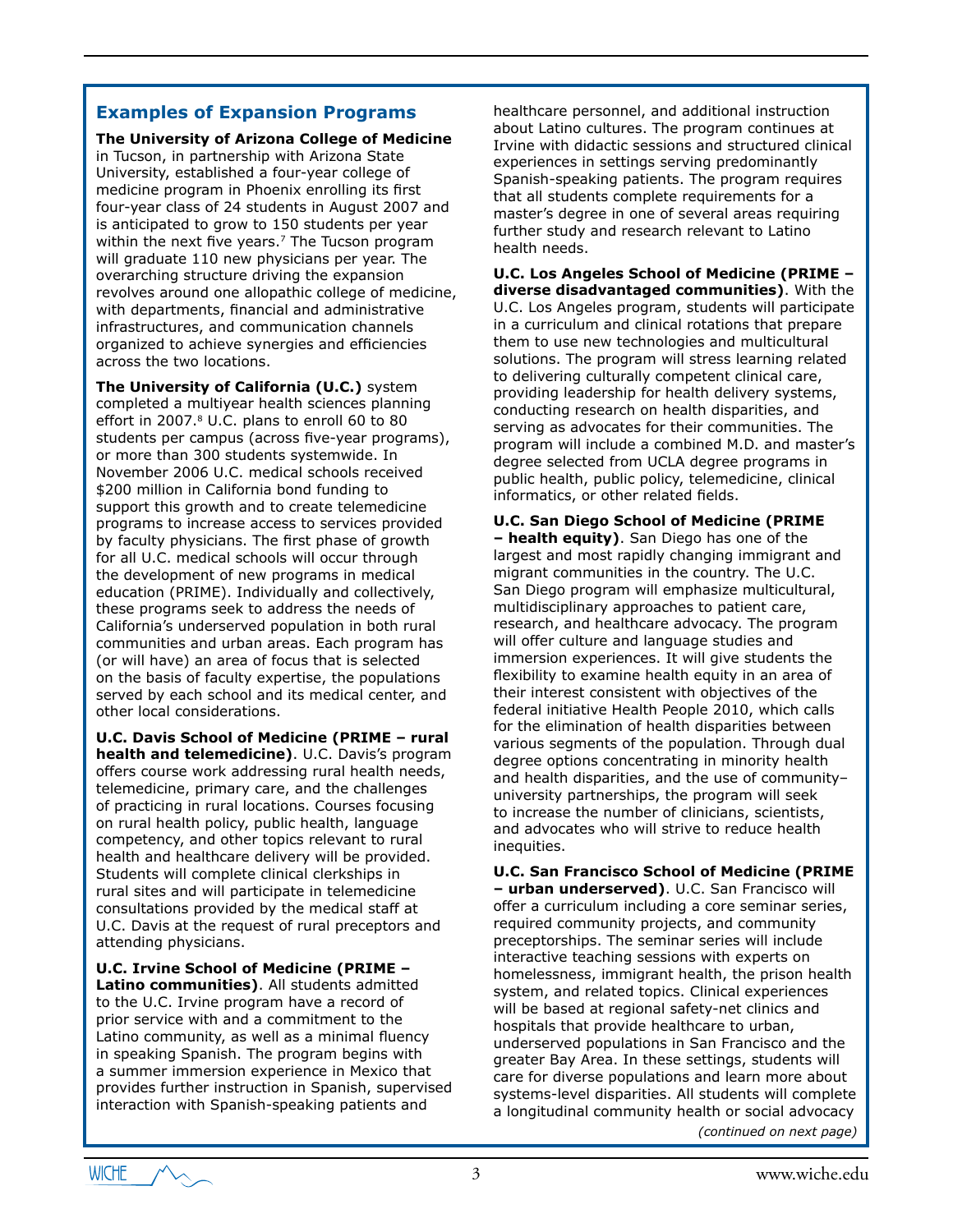## Examples of Expansion Programs

**The University of Arizona College of Medicine** in Tucson, in partnership with Arizona State University, established a four-year college of medicine program in Phoenix enrolling its first four-year class of 24 students in August 2007 and is anticipated to grow to 150 students per year within the next five years.[7] The Tucson program will graduate 110 new physicians per year. The overarching structure driving the expansion revolves around one allopathic college of medicine, with departments, financial and administrative infrastructures, and communication channels organized to achieve synergies and efficiencies across the two locations.

**The University of California (U.C.)** system completed a multiyear health sciences planning effort in 2007.[8] U.C. plans to enroll 60 to 80 students per campus (across five-year programs), or more than 300 students systemwide. In November 2006 U.C. medical schools received $200 million in California bond funding to support this growth and to create telemedicine programs to increase access to services provided by faculty physicians. The first phase of growth for all U.C. medical schools will occur through the development of new programs in medical education (PRIME). Individually and collectively, these programs seek to address the needs of California's underserved population in both rural communities and urban areas. Each program has (or will have) an area of focus that is selected on the basis of faculty expertise, the populations served by each school and its medical center, and other local considerations.

**U.C. Davis School of Medicine (PRIME – rural health and telemedicine)**. U.C. Davis's program offers course work addressing rural health needs, telemedicine, primary care, and the challenges of practicing in rural locations. Courses focusing on rural health policy, public health, language competency, and other topics relevant to rural health and healthcare delivery will be provided. Students will complete clinical clerkships in rural sites and will participate in telemedicine consultations provided by the medical staff at U.C. Davis at the request of rural preceptors and attending physicians.

**U.C. Irvine School of Medicine (PRIME – Latino communities)**. All students admitted to the U.C. Irvine program have a record of prior service with and a commitment to the Latino community, as well as a minimal fluency in speaking Spanish. The program begins with a summer immersion experience in Mexico that provides further instruction in Spanish, supervised interaction with Spanish-speaking patients and healthcare personnel, and additional instruction about Latino cultures. The program continues at Irvine with didactic sessions and structured clinical experiences in settings serving predominantly Spanish-speaking patients. The program requires that all students complete requirements for a master's degree in one of several areas requiring further study and research relevant to Latino health needs.

**U.C. Los Angeles School of Medicine (PRIME – diverse disadvantaged communities)**. With the U.C. Los Angeles program, students will participate in a curriculum and clinical rotations that prepare them to use new technologies and multicultural solutions. The program will stress learning related to delivering culturally competent clinical care, providing leadership for health delivery systems, conducting research on health disparities, and serving as advocates for their communities. The program will include a combined M.D. and master's degree selected from UCLA degree programs in public health, public policy, telemedicine, clinical informatics, or other related fields.

**U.C. San Diego School of Medicine (PRIME – health equity)**. San Diego has one of the largest and most rapidly changing immigrant and migrant communities in the country. The U.C. San Diego program will emphasize multicultural, multidisciplinary approaches to patient care, research, and healthcare advocacy. The program will offer culture and language studies and immersion experiences. It will give students the flexibility to examine health equity in an area of their interest consistent with objectives of the federal initiative Health People 2010, which calls for the elimination of health disparities between various segments of the population. Through dual degree options concentrating in minority health and health disparities, and the use of community–university partnerships, the program will seek to increase the number of clinicians, scientists, and advocates who will strive to reduce health inequities.

**U.C. San Francisco School of Medicine (PRIME – urban underserved)**. U.C. San Francisco will offer a curriculum including a core seminar series, required community projects, and community preceptorships. The seminar series will include interactive teaching sessions with experts on homelessness, immigrant health, the prison health system, and related topics. Clinical experiences will be based at regional safety-net clinics and hospitals that provide healthcare to urban, underserved populations in San Francisco and the greater Bay Area. In these settings, students will care for diverse populations and learn more about systems-level disparities. All students will complete a longitudinal community health or social advocacy

*(continued on next page)*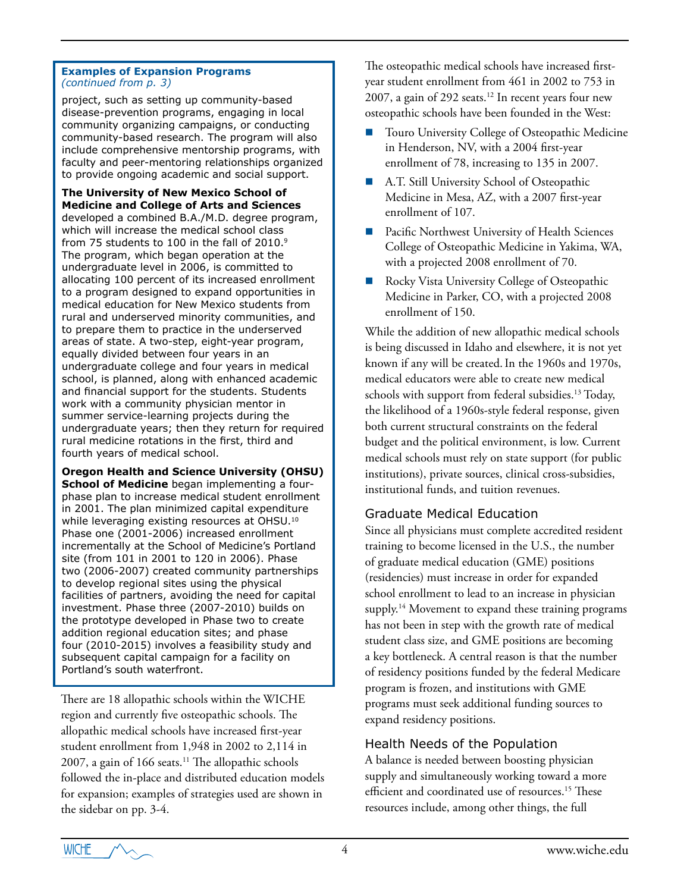**Examples of Expansion Programs** *(continued from p. 3)*

project, such as setting up community-based disease-prevention programs, engaging in local community organizing campaigns, or conducting community-based research. The program will also include comprehensive mentorship programs, with faculty and peer-mentoring relationships organized to provide ongoing academic and social support.

**The University of New Mexico School of Medicine and College of Arts and Sciences** developed a combined B.A./M.D. degree program, which will increase the medical school class from 75 students to 100 in the fall of 2010.[9] The program, which began operation at the undergraduate level in 2006, is committed to allocating 100 percent of its increased enrollment to a program designed to expand opportunities in medical education for New Mexico students from rural and underserved minority communities, and to prepare them to practice in the underserved areas of state. A two-step, eight-year program, equally divided between four years in an undergraduate college and four years in medical school, is planned, along with enhanced academic and financial support for the students. Students work with a community physician mentor in summer service-learning projects during the undergraduate years; then they return for required rural medicine rotations in the first, third and fourth years of medical school.

**Oregon Health and Science University (OHSU) School of Medicine** began implementing a four-phase plan to increase medical student enrollment in 2001. The plan minimized capital expenditure while leveraging existing resources at OHSU.[10] Phase one (2001-2006) increased enrollment incrementally at the School of Medicine's Portland site (from 101 in 2001 to 120 in 2006). Phase two (2006-2007) created community partnerships to develop regional sites using the physical facilities of partners, avoiding the need for capital investment. Phase three (2007-2010) builds on the prototype developed in Phase two to create addition regional education sites; and phase four (2010-2015) involves a feasibility study and subsequent capital campaign for a facility on Portland's south waterfront.

There are 18 allopathic schools within the WICHE region and currently five osteopathic schools. The allopathic medical schools have increased first-year student enrollment from 1,948 in 2002 to 2,114 in 2007, a gain of 166 seats.[11] The allopathic schools followed the in-place and distributed education models for expansion; examples of strategies used are shown in the sidebar on pp. 3-4.

The osteopathic medical schools have increased first-year student enrollment from 461 in 2002 to 753 in 2007, a gain of 292 seats.[12] In recent years four new osteopathic schools have been founded in the West:

- Touro University College of Osteopathic Medicine in Henderson, NV, with a 2004 first-year enrollment of 78, increasing to 135 in 2007.
- A.T. Still University School of Osteopathic Medicine in Mesa, AZ, with a 2007 first-year enrollment of 107.
- Pacific Northwest University of Health Sciences College of Osteopathic Medicine in Yakima, WA, with a projected 2008 enrollment of 70.
- Rocky Vista University College of Osteopathic Medicine in Parker, CO, with a projected 2008 enrollment of 150.

While the addition of new allopathic medical schools is being discussed in Idaho and elsewhere, it is not yet known if any will be created. In the 1960s and 1970s, medical educators were able to create new medical schools with support from federal subsidies.[13] Today, the likelihood of a 1960s-style federal response, given both current structural constraints on the federal budget and the political environment, is low. Current medical schools must rely on state support (for public institutions), private sources, clinical cross-subsidies, institutional funds, and tuition revenues.

## Graduate Medical Education

Since all physicians must complete accredited resident training to become licensed in the U.S., the number of graduate medical education (GME) positions (residencies) must increase in order for expanded school enrollment to lead to an increase in physician supply.[14] Movement to expand these training programs has not been in step with the growth rate of medical student class size, and GME positions are becoming a key bottleneck. A central reason is that the number of residency positions funded by the federal Medicare program is frozen, and institutions with GME programs must seek additional funding sources to expand residency positions.

## Health Needs of the Population

A balance is needed between boosting physician supply and simultaneously working toward a more efficient and coordinated use of resources.[15] These resources include, among other things, the full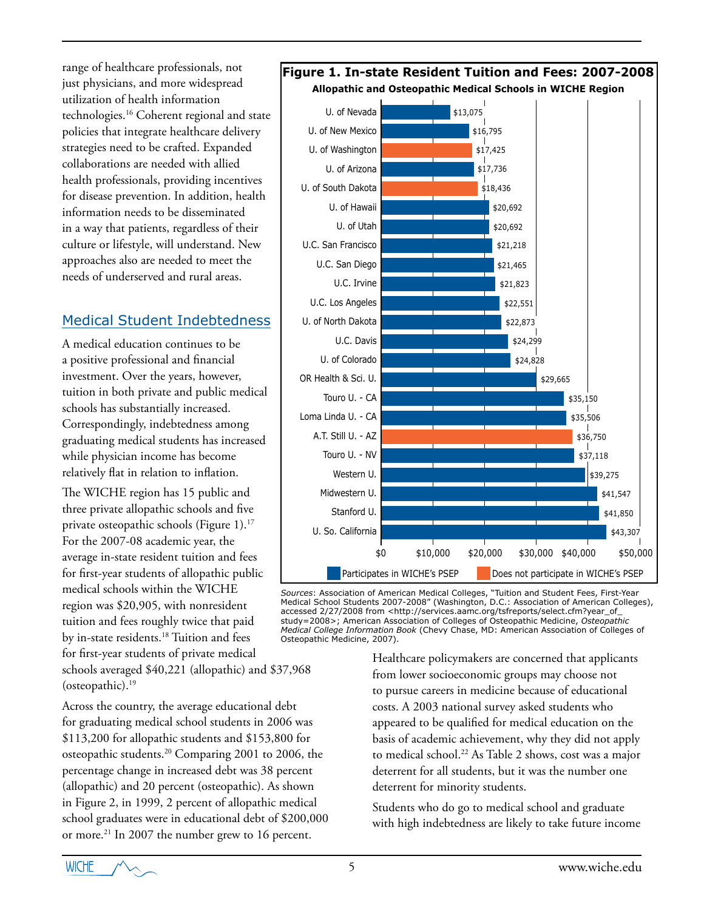range of healthcare professionals, not just physicians, and more widespread utilization of health information technologies.[16] Coherent regional and state policies that integrate healthcare delivery strategies need to be crafted. Expanded collaborations are needed with allied health professionals, providing incentives for disease prevention. In addition, health information needs to be disseminated in a way that patients, regardless of their culture or lifestyle, will understand. New approaches also are needed to meet the needs of underserved and rural areas.

## Medical Student Indebtedness

A medical education continues to be a positive professional and financial investment. Over the years, however, tuition in both private and public medical schools has substantially increased. Correspondingly, indebtedness among graduating medical students has increased while physician income has become relatively flat in relation to inflation.

The WICHE region has 15 public and three private allopathic schools and five private osteopathic schools (Figure 1).[17] For the 2007-08 academic year, the average in-state resident tuition and fees for first-year students of allopathic public medical schools within the WICHE region was $20,905, with nonresident tuition and fees roughly twice that paid by in-state residents.[18] Tuition and fees for first-year students of private medical schools averaged $40,221 (allopathic) and $37,968 (osteopathic).[19]

**Figure 1. In-state Resident Tuition and Fees: 2007-2008**

**Allopathic and Osteopathic Medical Schools in WICHE Region**

| School | Tuition and Fees | WICHE's PSEP |
|---|---|---|
| U. of Nevada | $13,075 | Participates |
| U. of New Mexico | $16,795 | Participates |
| U. of Washington | $17,425 | Does not participate |
| U. of Arizona | $17,736 | Participates |
| U. of South Dakota | $18,436 | Does not participate |
| U. of Hawaii | $20,692 | Participates |
| U. of Utah | $20,692 | Participates |
| U.C. San Francisco | $21,218 | Participates |
| U.C. San Diego | $21,465 | Participates |
| U.C. Irvine | $21,823 | Participates |
| U.C. Los Angeles | $22,551 | Participates |
| U. of North Dakota | $22,873 | Participates |
| U.C. Davis | $24,299 | Participates |
| U. of Colorado | $24,828 | Participates |
| OR Health & Sci. U. | $29,665 | Participates |
| Touro U. - CA | $35,150 | Participates |
| Loma Linda U. - CA | $35,506 | Participates |
| A.T. Still U. - AZ | $36,750 | Does not participate |
| Touro U. - NV | $37,118 | Participates |
| Western U. | $39,275 | Participates |
| Midwestern U. | $41,547 | Participates |
| Stanford U. | $41,850 | Participates |
| U. So. California | $43,307 | Participates |

*Sources*: Association of American Medical Colleges, "Tuition and Student Fees, First-Year Medical School Students 2007-2008" (Washington, D.C.: Association of American Colleges), accessed 2/27/2008 from <http://services.aamc.org/tsfreports/select.cfm?year_of_study=2008>; American Association of Colleges of Osteopathic Medicine, *Osteopathic Medical College Information Book* (Chevy Chase, MD: American Association of Colleges of Osteopathic Medicine, 2007).

Across the country, the average educational debt for graduating medical school students in 2006 was $113,200 for allopathic students and $153,800 for osteopathic students.[20] Comparing 2001 to 2006, the percentage change in increased debt was 38 percent (allopathic) and 20 percent (osteopathic). As shown in Figure 2, in 1999, 2 percent of allopathic medical school graduates were in educational debt of $200,000 or more.[21] In 2007 the number grew to 16 percent.

Healthcare policymakers are concerned that applicants from lower socioeconomic groups may choose not to pursue careers in medicine because of educational costs. A 2003 national survey asked students who appeared to be qualified for medical education on the basis of academic achievement, why they did not apply to medical school.[22] As Table 2 shows, cost was a major deterrent for all students, but it was the number one deterrent for minority students.

Students who do go to medical school and graduate with high indebtedness are likely to take future income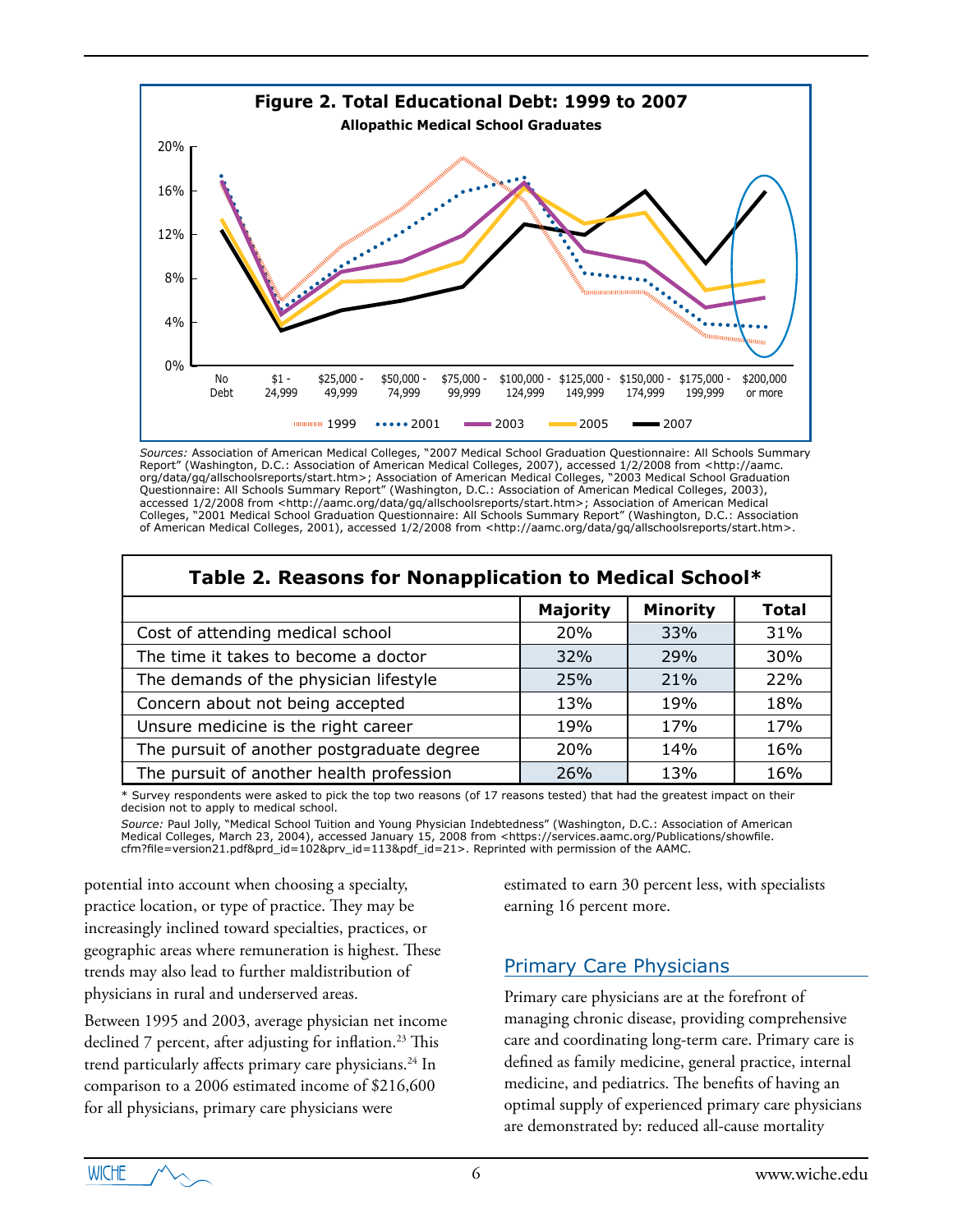**Figure 2. Total Educational Debt: 1999 to 2007**

**Allopathic Medical School Graduates**

*Sources:* Association of American Medical Colleges, "2007 Medical School Graduation Questionnaire: All Schools Summary Report" (Washington, D.C.: Association of American Medical Colleges, 2007), accessed 1/2/2008 from <http://aamc.org/data/gq/allschoolsreports/start.htm>; Association of American Medical Colleges, "2003 Medical School Graduation Questionnaire: All Schools Summary Report" (Washington, D.C.: Association of American Medical Colleges, 2003), accessed 1/2/2008 from <http://aamc.org/data/gq/allschoolsreports/start.htm>; Association of American Medical Colleges, "2001 Medical School Graduation Questionnaire: All Schools Summary Report" (Washington, D.C.: Association of American Medical Colleges, 2001), accessed 1/2/2008 from <http://aamc.org/data/gq/allschoolsreports/start.htm>.

**Table 2. Reasons for Nonapplication to Medical School***

| | Majority | Minority | Total |
|---|---|---|---|
| Cost of attending medical school | 20% | 33% | 31% |
| The time it takes to become a doctor | 32% | 29% | 30% |
| The demands of the physician lifestyle | 25% | 21% | 22% |
| Concern about not being accepted | 13% | 19% | 18% |
| Unsure medicine is the right career | 19% | 17% | 17% |
| The pursuit of another postgraduate degree | 20% | 14% | 16% |
| The pursuit of another health profession | 26% | 13% | 16% |

* Survey respondents were asked to pick the top two reasons (of 17 reasons tested) that had the greatest impact on their decision not to apply to medical school.

*Source:* Paul Jolly, "Medical School Tuition and Young Physician Indebtedness" (Washington, D.C.: Association of American Medical Colleges, March 23, 2004), accessed January 15, 2008 from <https://services.aamc.org/Publications/showfile.cfm?file=version21.pdf&prd_id=102&prv_id=113&pdf_id=21>. Reprinted with permission of the AAMC.

potential into account when choosing a specialty, practice location, or type of practice. They may be increasingly inclined toward specialties, practices, or geographic areas where remuneration is highest. These trends may also lead to further maldistribution of physicians in rural and underserved areas.

Between 1995 and 2003, average physician net income declined 7 percent, after adjusting for inflation.[23] This trend particularly affects primary care physicians.[24] In comparison to a 2006 estimated income of $216,600 for all physicians, primary care physicians were estimated to earn 30 percent less, with specialists earning 16 percent more.

## Primary Care Physicians

Primary care physicians are at the forefront of managing chronic disease, providing comprehensive care and coordinating long-term care. Primary care is defined as family medicine, general practice, internal medicine, and pediatrics. The benefits of having an optimal supply of experienced primary care physicians are demonstrated by: reduced all-cause mortality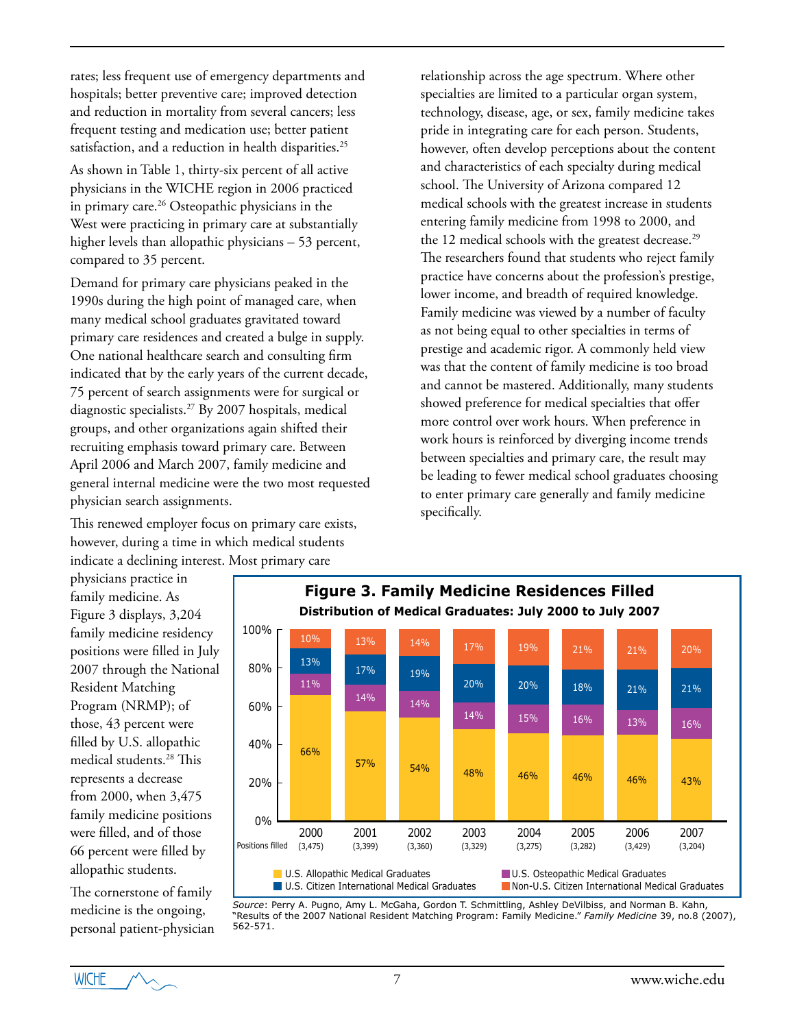rates; less frequent use of emergency departments and hospitals; better preventive care; improved detection and reduction in mortality from several cancers; less frequent testing and medication use; better patient satisfaction, and a reduction in health disparities.[25]

As shown in Table 1, thirty-six percent of all active physicians in the WICHE region in 2006 practiced in primary care.[26] Osteopathic physicians in the West were practicing in primary care at substantially higher levels than allopathic physicians – 53 percent, compared to 35 percent.

Demand for primary care physicians peaked in the 1990s during the high point of managed care, when many medical school graduates gravitated toward primary care residences and created a bulge in supply. One national healthcare search and consulting firm indicated that by the early years of the current decade, 75 percent of search assignments were for surgical or diagnostic specialists.[27] By 2007 hospitals, medical groups, and other organizations again shifted their recruiting emphasis toward primary care. Between April 2006 and March 2007, family medicine and general internal medicine were the two most requested physician search assignments.

This renewed employer focus on primary care exists, however, during a time in which medical students indicate a declining interest. Most primary care physicians practice in family medicine. As Figure 3 displays, 3,204 family medicine residency positions were filled in July 2007 through the National Resident Matching Program (NRMP); of those, 43 percent were filled by U.S. allopathic medical students.[28] This represents a decrease from 2000, when 3,475 family medicine positions were filled, and of those 66 percent were filled by allopathic students.

The cornerstone of family medicine is the ongoing, personal patient-physician relationship across the age spectrum. Where other specialties are limited to a particular organ system, technology, disease, age, or sex, family medicine takes pride in integrating care for each person. Students, however, often develop perceptions about the content and characteristics of each specialty during medical school. The University of Arizona compared 12 medical schools with the greatest increase in students entering family medicine from 1998 to 2000, and the 12 medical schools with the greatest decrease.[29] The researchers found that students who reject family practice have concerns about the profession's prestige, lower income, and breadth of required knowledge. Family medicine was viewed by a number of faculty as not being equal to other specialties in terms of prestige and academic rigor. A commonly held view was that the content of family medicine is too broad and cannot be mastered. Additionally, many students showed preference for medical specialties that offer more control over work hours. When preference in work hours is reinforced by diverging income trends between specialties and primary care, the result may be leading to fewer medical school graduates choosing to enter primary care generally and family medicine specifically.

**Figure 3. Family Medicine Residences Filled**

**Distribution of Medical Graduates: July 2000 to July 2007**

| | 2000 | 2001 | 2002 | 2003 | 2004 | 2005 | 2006 | 2007 |
|---|---|---|---|---|---|---|---|---|
| Positions filled | (3,475) | (3,399) | (3,360) | (3,329) | (3,275) | (3,282) | (3,429) | (3,204) |
| U.S. Allopathic Medical Graduates | 66% | 57% | 54% | 48% | 46% | 46% | 46% | 43% |
| U.S. Osteopathic Medical Graduates | 11% | 14% | 14% | 14% | 15% | 16% | 13% | 16% |
| U.S. Citizen International Medical Graduates | 13% | 17% | 19% | 20% | 20% | 18% | 21% | 21% |
| Non-U.S. Citizen International Medical Graduates | 10% | 13% | 14% | 17% | 19% | 21% | 21% | 20% |

*Source*: Perry A. Pugno, Amy L. McGaha, Gordon T. Schmittling, Ashley DeVilbiss, and Norman B. Kahn, "Results of the 2007 National Resident Matching Program: Family Medicine." *Family Medicine* 39, no.8 (2007), 562-571.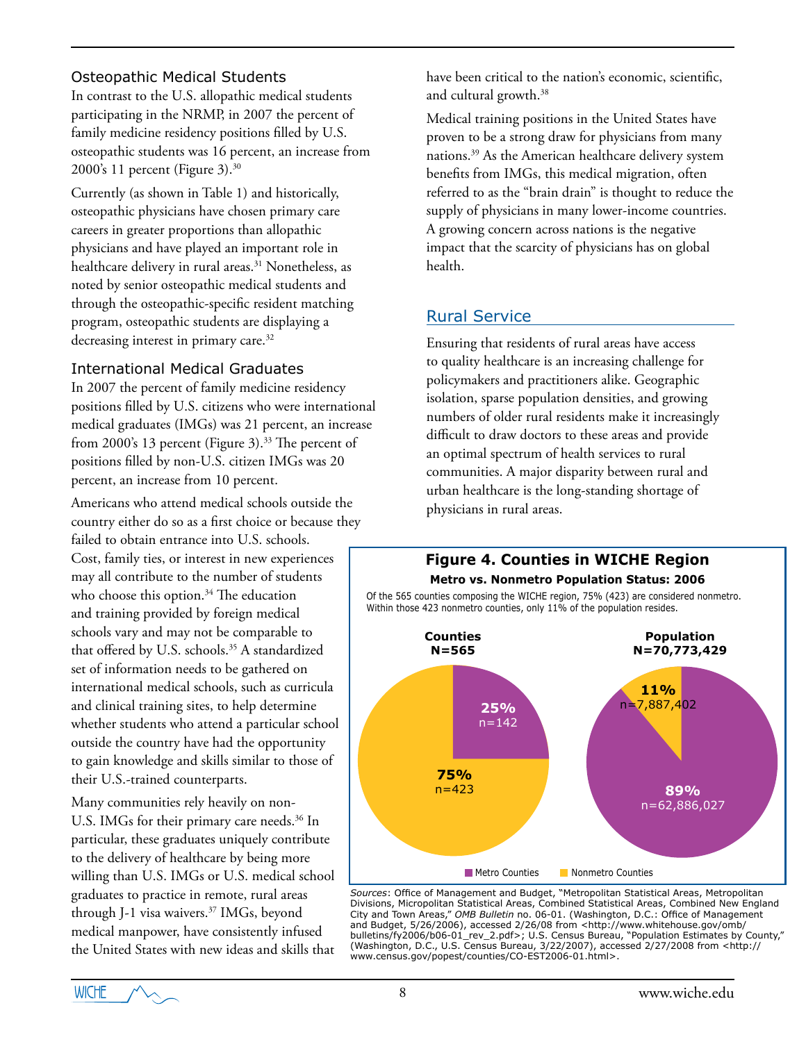### Osteopathic Medical Students

In contrast to the U.S. allopathic medical students participating in the NRMP, in 2007 the percent of family medicine residency positions filled by U.S. osteopathic students was 16 percent, an increase from 2000's 11 percent (Figure 3).[30]

Currently (as shown in Table 1) and historically, osteopathic physicians have chosen primary care careers in greater proportions than allopathic physicians and have played an important role in healthcare delivery in rural areas.[31] Nonetheless, as noted by senior osteopathic medical students and through the osteopathic-specific resident matching program, osteopathic students are displaying a decreasing interest in primary care.[32]

### International Medical Graduates

In 2007 the percent of family medicine residency positions filled by U.S. citizens who were international medical graduates (IMGs) was 21 percent, an increase from 2000's 13 percent (Figure 3).[33] The percent of positions filled by non-U.S. citizen IMGs was 20 percent, an increase from 10 percent.

Americans who attend medical schools outside the country either do so as a first choice or because they failed to obtain entrance into U.S. schools. Cost, family ties, or interest in new experiences may all contribute to the number of students who choose this option.[34] The education and training provided by foreign medical schools vary and may not be comparable to that offered by U.S. schools.[35] A standardized set of information needs to be gathered on international medical schools, such as curricula and clinical training sites, to help determine whether students who attend a particular school outside the country have had the opportunity to gain knowledge and skills similar to those of their U.S.-trained counterparts.

Many communities rely heavily on non-U.S. IMGs for their primary care needs.[36] In particular, these graduates uniquely contribute to the delivery of healthcare by being more willing than U.S. IMGs or U.S. medical school graduates to practice in remote, rural areas through J-1 visa waivers.[37] IMGs, beyond medical manpower, have consistently infused the United States with new ideas and skills that have been critical to the nation's economic, scientific, and cultural growth.[38]

Medical training positions in the United States have proven to be a strong draw for physicians from many nations.[39] As the American healthcare delivery system benefits from IMGs, this medical migration, often referred to as the "brain drain" is thought to reduce the supply of physicians in many lower-income countries. A growing concern across nations is the negative impact that the scarcity of physicians has on global health.

## Rural Service

Ensuring that residents of rural areas have access to quality healthcare is an increasing challenge for policymakers and practitioners alike. Geographic isolation, sparse population densities, and growing numbers of older rural residents make it increasingly difficult to draw doctors to these areas and provide an optimal spectrum of health services to rural communities. A major disparity between rural and urban healthcare is the long-standing shortage of physicians in rural areas.

**Figure 4. Counties in WICHE Region**

**Metro vs. Nonmetro Population Status: 2006**

Of the 565 counties composing the WICHE region, 75% (423) are considered nonmetro. Within those 423 nonmetro counties, only 11% of the population resides.

| | Counties N=565 | Population N=70,773,429 |
|---|---|---|
| Metro Counties | 25% (n=142) | 89% (n=62,886,027) |
| Nonmetro Counties | 75% (n=423) | 11% (n=7,887,402) |

*Sources*: Office of Management and Budget, "Metropolitan Statistical Areas, Metropolitan Divisions, Micropolitan Statistical Areas, Combined Statistical Areas, Combined New England City and Town Areas," *OMB Bulletin* no. 06-01. (Washington, D.C.: Office of Management and Budget, 5/26/2006), accessed 2/26/08 from <http://www.whitehouse.gov/omb/bulletins/fy2006/b06-01_rev_2.pdf>; U.S. Census Bureau, "Population Estimates by County," (Washington, D.C., U.S. Census Bureau, 3/22/2007), accessed 2/27/2008 from <http://www.census.gov/popest/counties/CO-EST2006-01.html>.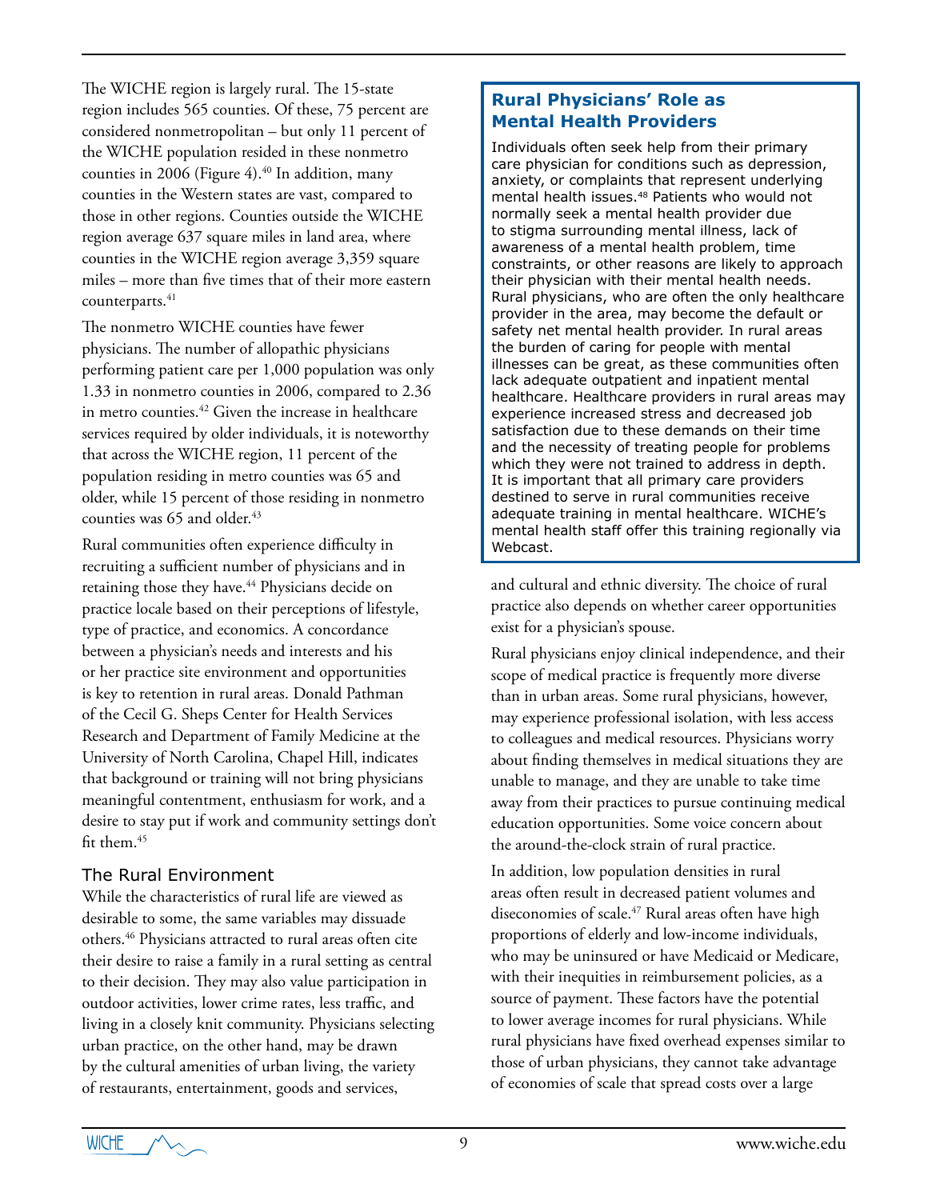The WICHE region is largely rural. The 15-state region includes 565 counties. Of these, 75 percent are considered nonmetropolitan – but only 11 percent of the WICHE population resided in these nonmetro counties in 2006 (Figure 4).[40] In addition, many counties in the Western states are vast, compared to those in other regions. Counties outside the WICHE region average 637 square miles in land area, where counties in the WICHE region average 3,359 square miles – more than five times that of their more eastern counterparts.[41]

The nonmetro WICHE counties have fewer physicians. The number of allopathic physicians performing patient care per 1,000 population was only 1.33 in nonmetro counties in 2006, compared to 2.36 in metro counties.[42] Given the increase in healthcare services required by older individuals, it is noteworthy that across the WICHE region, 11 percent of the population residing in metro counties was 65 and older, while 15 percent of those residing in nonmetro counties was 65 and older.[43]

Rural communities often experience difficulty in recruiting a sufficient number of physicians and in retaining those they have.[44] Physicians decide on practice locale based on their perceptions of lifestyle, type of practice, and economics. A concordance between a physician's needs and interests and his or her practice site environment and opportunities is key to retention in rural areas. Donald Pathman of the Cecil G. Sheps Center for Health Services Research and Department of Family Medicine at the University of North Carolina, Chapel Hill, indicates that background or training will not bring physicians meaningful contentment, enthusiasm for work, and a desire to stay put if work and community settings don't fit them.[45]

## The Rural Environment

While the characteristics of rural life are viewed as desirable to some, the same variables may dissuade others.[46] Physicians attracted to rural areas often cite their desire to raise a family in a rural setting as central to their decision. They may also value participation in outdoor activities, lower crime rates, less traffic, and living in a closely knit community. Physicians selecting urban practice, on the other hand, may be drawn by the cultural amenities of urban living, the variety of restaurants, entertainment, goods and services, and cultural and ethnic diversity. The choice of rural practice also depends on whether career opportunities exist for a physician's spouse.

Rural physicians enjoy clinical independence, and their scope of medical practice is frequently more diverse than in urban areas. Some rural physicians, however, may experience professional isolation, with less access to colleagues and medical resources. Physicians worry about finding themselves in medical situations they are unable to manage, and they are unable to take time away from their practices to pursue continuing medical education opportunities. Some voice concern about the around-the-clock strain of rural practice.

In addition, low population densities in rural areas often result in decreased patient volumes and diseconomies of scale.[47] Rural areas often have high proportions of elderly and low-income individuals, who may be uninsured or have Medicaid or Medicare, with their inequities in reimbursement policies, as a source of payment. These factors have the potential to lower average incomes for rural physicians. While rural physicians have fixed overhead expenses similar to those of urban physicians, they cannot take advantage of economies of scale that spread costs over a large

### Rural Physicians' Role as Mental Health Providers

Individuals often seek help from their primary care physician for conditions such as depression, anxiety, or complaints that represent underlying mental health issues.[48] Patients who would not normally seek a mental health provider due to stigma surrounding mental illness, lack of awareness of a mental health problem, time constraints, or other reasons are likely to approach their physician with their mental health needs. Rural physicians, who are often the only healthcare provider in the area, may become the default or safety net mental health provider. In rural areas the burden of caring for people with mental illnesses can be great, as these communities often lack adequate outpatient and inpatient mental healthcare. Healthcare providers in rural areas may experience increased stress and decreased job satisfaction due to these demands on their time and the necessity of treating people for problems which they were not trained to address in depth. It is important that all primary care providers destined to serve in rural communities receive adequate training in mental healthcare. WICHE's mental health staff offer this training regionally via Webcast.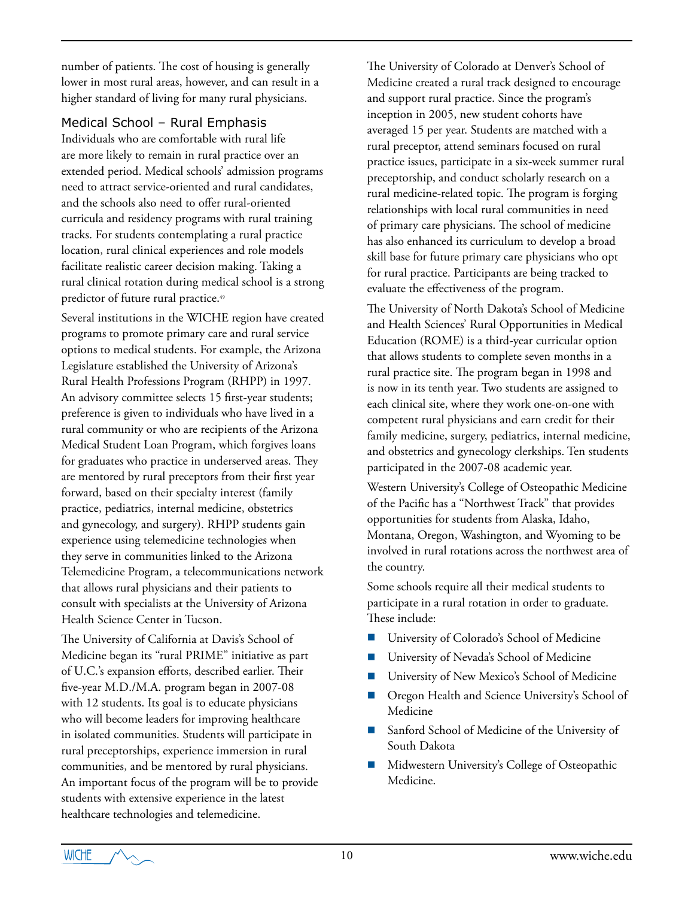number of patients. The cost of housing is generally lower in most rural areas, however, and can result in a higher standard of living for many rural physicians.

### Medical School – Rural Emphasis

Individuals who are comfortable with rural life are more likely to remain in rural practice over an extended period. Medical schools' admission programs need to attract service-oriented and rural candidates, and the schools also need to offer rural-oriented curricula and residency programs with rural training tracks. For students contemplating a rural practice location, rural clinical experiences and role models facilitate realistic career decision making. Taking a rural clinical rotation during medical school is a strong predictor of future rural practice.[49]

Several institutions in the WICHE region have created programs to promote primary care and rural service options to medical students. For example, the Arizona Legislature established the University of Arizona's Rural Health Professions Program (RHPP) in 1997. An advisory committee selects 15 first-year students; preference is given to individuals who have lived in a rural community or who are recipients of the Arizona Medical Student Loan Program, which forgives loans for graduates who practice in underserved areas. They are mentored by rural preceptors from their first year forward, based on their specialty interest (family practice, pediatrics, internal medicine, obstetrics and gynecology, and surgery). RHPP students gain experience using telemedicine technologies when they serve in communities linked to the Arizona Telemedicine Program, a telecommunications network that allows rural physicians and their patients to consult with specialists at the University of Arizona Health Science Center in Tucson.

The University of California at Davis's School of Medicine began its "rural PRIME" initiative as part of U.C.'s expansion efforts, described earlier. Their five-year M.D./M.A. program began in 2007-08 with 12 students. Its goal is to educate physicians who will become leaders for improving healthcare in isolated communities. Students will participate in rural preceptorships, experience immersion in rural communities, and be mentored by rural physicians. An important focus of the program will be to provide students with extensive experience in the latest healthcare technologies and telemedicine.

The University of Colorado at Denver's School of Medicine created a rural track designed to encourage and support rural practice. Since the program's inception in 2005, new student cohorts have averaged 15 per year. Students are matched with a rural preceptor, attend seminars focused on rural practice issues, participate in a six-week summer rural preceptorship, and conduct scholarly research on a rural medicine-related topic. The program is forging relationships with local rural communities in need of primary care physicians. The school of medicine has also enhanced its curriculum to develop a broad skill base for future primary care physicians who opt for rural practice. Participants are being tracked to evaluate the effectiveness of the program.

The University of North Dakota's School of Medicine and Health Sciences' Rural Opportunities in Medical Education (ROME) is a third-year curricular option that allows students to complete seven months in a rural practice site. The program began in 1998 and is now in its tenth year. Two students are assigned to each clinical site, where they work one-on-one with competent rural physicians and earn credit for their family medicine, surgery, pediatrics, internal medicine, and obstetrics and gynecology clerkships. Ten students participated in the 2007-08 academic year.

Western University's College of Osteopathic Medicine of the Pacific has a "Northwest Track" that provides opportunities for students from Alaska, Idaho, Montana, Oregon, Washington, and Wyoming to be involved in rural rotations across the northwest area of the country.

Some schools require all their medical students to participate in a rural rotation in order to graduate. These include:

- University of Colorado's School of Medicine
- University of Nevada's School of Medicine
- University of New Mexico's School of Medicine
- Oregon Health and Science University's School of Medicine
- Sanford School of Medicine of the University of South Dakota
- Midwestern University's College of Osteopathic Medicine.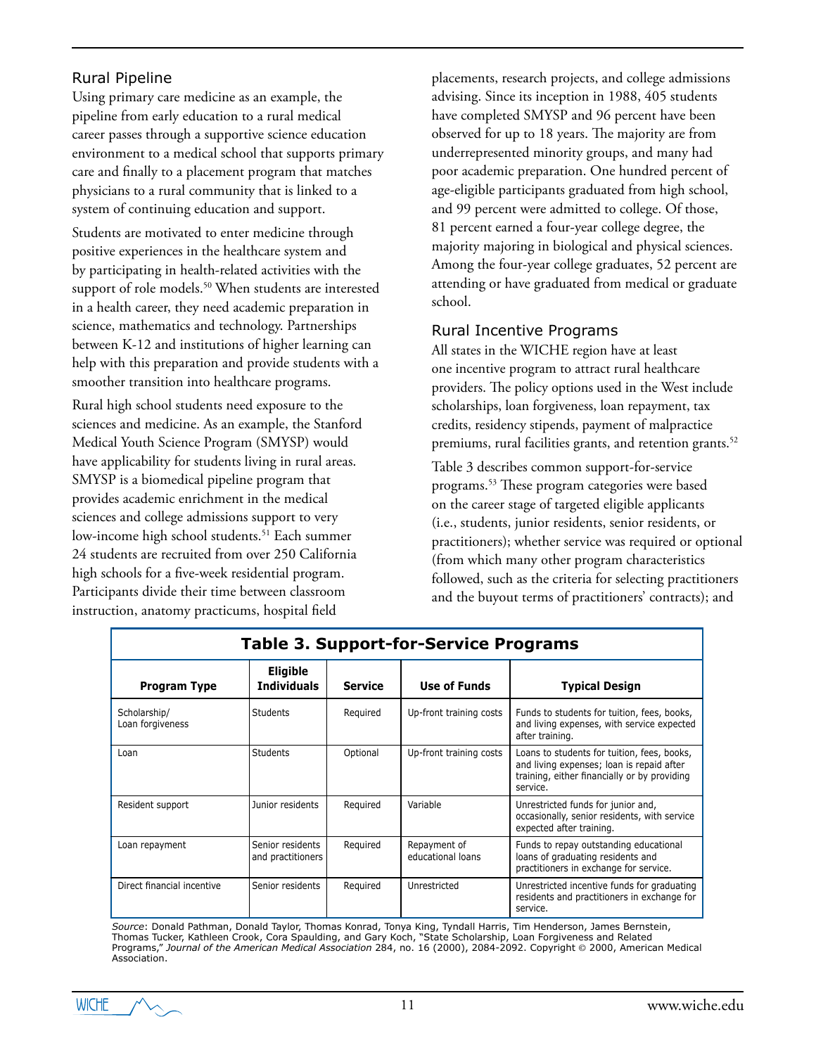## Rural Pipeline

Using primary care medicine as an example, the pipeline from early education to a rural medical career passes through a supportive science education environment to a medical school that supports primary care and finally to a placement program that matches physicians to a rural community that is linked to a system of continuing education and support.

Students are motivated to enter medicine through positive experiences in the healthcare system and by participating in health-related activities with the support of role models.[50] When students are interested in a health career, they need academic preparation in science, mathematics and technology. Partnerships between K-12 and institutions of higher learning can help with this preparation and provide students with a smoother transition into healthcare programs.

Rural high school students need exposure to the sciences and medicine. As an example, the Stanford Medical Youth Science Program (SMYSP) would have applicability for students living in rural areas. SMYSP is a biomedical pipeline program that provides academic enrichment in the medical sciences and college admissions support to very low-income high school students.[51] Each summer 24 students are recruited from over 250 California high schools for a five-week residential program. Participants divide their time between classroom instruction, anatomy practicums, hospital field placements, research projects, and college admissions advising. Since its inception in 1988, 405 students have completed SMYSP and 96 percent have been observed for up to 18 years. The majority are from underrepresented minority groups, and many had poor academic preparation. One hundred percent of age-eligible participants graduated from high school, and 99 percent were admitted to college. Of those, 81 percent earned a four-year college degree, the majority majoring in biological and physical sciences. Among the four-year college graduates, 52 percent are attending or have graduated from medical or graduate school.

## Rural Incentive Programs

All states in the WICHE region have at least one incentive program to attract rural healthcare providers. The policy options used in the West include scholarships, loan forgiveness, loan repayment, tax credits, residency stipends, payment of malpractice premiums, rural facilities grants, and retention grants.[52]

Table 3 describes common support-for-service programs.[53] These program categories were based on the career stage of targeted eligible applicants (i.e., students, junior residents, senior residents, or practitioners); whether service was required or optional (from which many other program characteristics followed, such as the criteria for selecting practitioners and the buyout terms of practitioners' contracts); and

**Table 3. Support-for-Service Programs**

| Program Type | Eligible Individuals | Service | Use of Funds | Typical Design |
|---|---|---|---|---|
| Scholarship/ Loan forgiveness | Students | Required | Up-front training costs | Funds to students for tuition, fees, books, and living expenses, with service expected after training. |
| Loan | Students | Optional | Up-front training costs | Loans to students for tuition, fees, books, and living expenses; loan is repaid after training, either financially or by providing service. |
| Resident support | Junior residents | Required | Variable | Unrestricted funds for junior and, occasionally, senior residents, with service expected after training. |
| Loan repayment | Senior residents and practitioners | Required | Repayment of educational loans | Funds to repay outstanding educational loans of graduating residents and practitioners in exchange for service. |
| Direct financial incentive | Senior residents | Required | Unrestricted | Unrestricted incentive funds for graduating residents and practitioners in exchange for service. |

*Source*: Donald Pathman, Donald Taylor, Thomas Konrad, Tonya King, Tyndall Harris, Tim Henderson, James Bernstein, Thomas Tucker, Kathleen Crook, Cora Spaulding, and Gary Koch, "State Scholarship, Loan Forgiveness and Related Programs," *Journal of the American Medical Association* 284, no. 16 (2000), 2084-2092. Copyright © 2000, American Medical Association.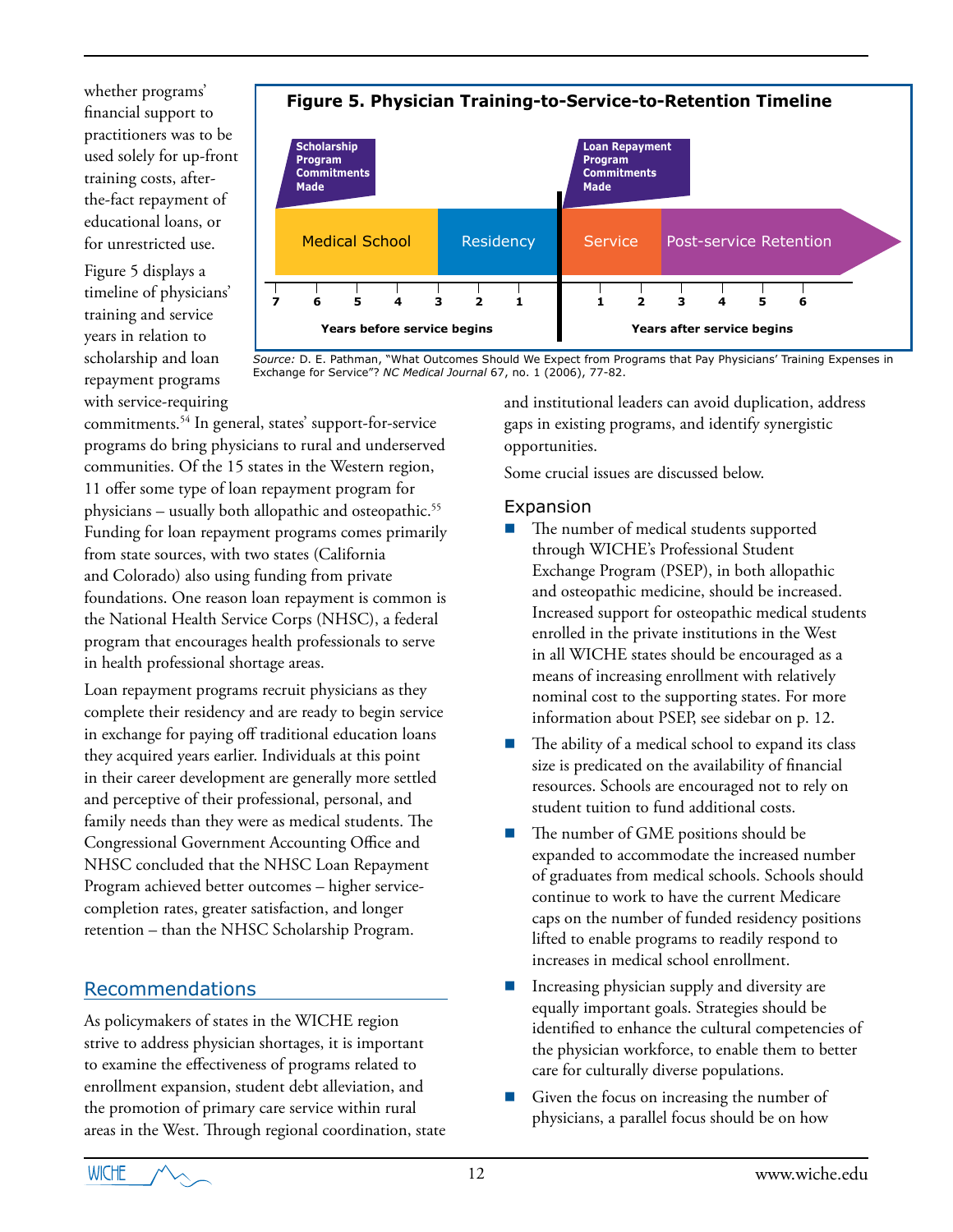whether programs' financial support to practitioners was to be used solely for up-front training costs, after-the-fact repayment of educational loans, or for unrestricted use.

Figure 5 displays a timeline of physicians' training and service years in relation to scholarship and loan repayment programs with service-requiring commitments.[54] In general, states' support-for-service programs do bring physicians to rural and underserved communities. Of the 15 states in the Western region, 11 offer some type of loan repayment program for physicians – usually both allopathic and osteopathic.[55] Funding for loan repayment programs comes primarily from state sources, with two states (California and Colorado) also using funding from private foundations. One reason loan repayment is common is the National Health Service Corps (NHSC), a federal program that encourages health professionals to serve in health professional shortage areas.

**Figure 5. Physician Training-to-Service-to-Retention Timeline**

*Source:* D. E. Pathman, "What Outcomes Should We Expect from Programs that Pay Physicians' Training Expenses in Exchange for Service"? *NC Medical Journal* 67, no. 1 (2006), 77-82.

Loan repayment programs recruit physicians as they complete their residency and are ready to begin service in exchange for paying off traditional education loans they acquired years earlier. Individuals at this point in their career development are generally more settled and perceptive of their professional, personal, and family needs than they were as medical students. The Congressional Government Accounting Office and NHSC concluded that the NHSC Loan Repayment Program achieved better outcomes – higher service-completion rates, greater satisfaction, and longer retention – than the NHSC Scholarship Program.

## Recommendations

As policymakers of states in the WICHE region strive to address physician shortages, it is important to examine the effectiveness of programs related to enrollment expansion, student debt alleviation, and the promotion of primary care service within rural areas in the West. Through regional coordination, state and institutional leaders can avoid duplication, address gaps in existing programs, and identify synergistic opportunities.

Some crucial issues are discussed below.

### Expansion

- The number of medical students supported through WICHE's Professional Student Exchange Program (PSEP), in both allopathic and osteopathic medicine, should be increased. Increased support for osteopathic medical students enrolled in the private institutions in the West in all WICHE states should be encouraged as a means of increasing enrollment with relatively nominal cost to the supporting states. For more information about PSEP, see sidebar on p. 12.
- The ability of a medical school to expand its class size is predicated on the availability of financial resources. Schools are encouraged not to rely on student tuition to fund additional costs.
- The number of GME positions should be expanded to accommodate the increased number of graduates from medical schools. Schools should continue to work to have the current Medicare caps on the number of funded residency positions lifted to enable programs to readily respond to increases in medical school enrollment.
- Increasing physician supply and diversity are equally important goals. Strategies should be identified to enhance the cultural competencies of the physician workforce, to enable them to better care for culturally diverse populations.
- Given the focus on increasing the number of physicians, a parallel focus should be on how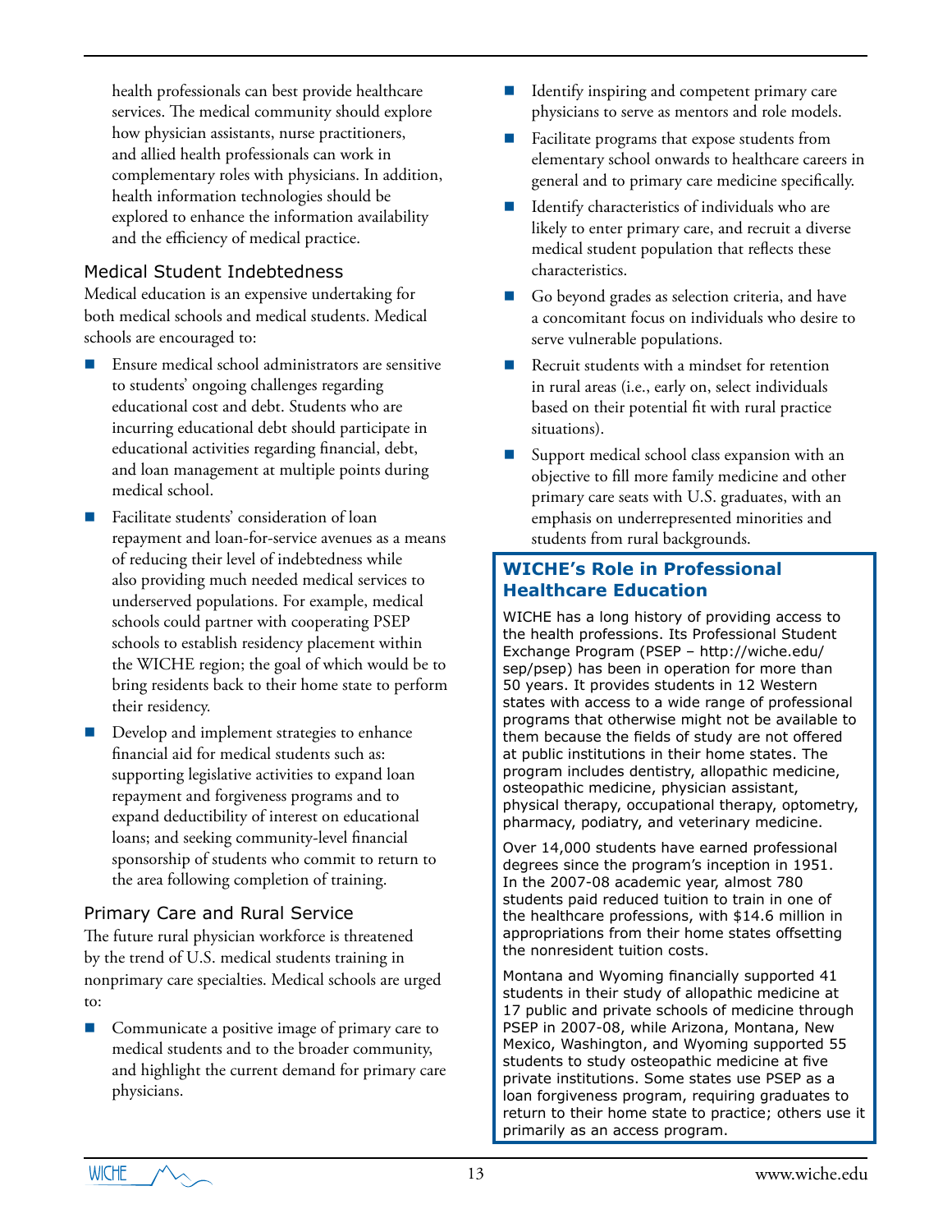health professionals can best provide healthcare services. The medical community should explore how physician assistants, nurse practitioners, and allied health professionals can work in complementary roles with physicians. In addition, health information technologies should be explored to enhance the information availability and the efficiency of medical practice.

### Medical Student Indebtedness

Medical education is an expensive undertaking for both medical schools and medical students. Medical schools are encouraged to:

- Ensure medical school administrators are sensitive to students' ongoing challenges regarding educational cost and debt. Students who are incurring educational debt should participate in educational activities regarding financial, debt, and loan management at multiple points during medical school.
- Facilitate students' consideration of loan repayment and loan-for-service avenues as a means of reducing their level of indebtedness while also providing much needed medical services to underserved populations. For example, medical schools could partner with cooperating PSEP schools to establish residency placement within the WICHE region; the goal of which would be to bring residents back to their home state to perform their residency.
- Develop and implement strategies to enhance financial aid for medical students such as: supporting legislative activities to expand loan repayment and forgiveness programs and to expand deductibility of interest on educational loans; and seeking community-level financial sponsorship of students who commit to return to the area following completion of training.

### Primary Care and Rural Service

The future rural physician workforce is threatened by the trend of U.S. medical students training in nonprimary care specialties. Medical schools are urged to:

- Communicate a positive image of primary care to medical students and to the broader community, and highlight the current demand for primary care physicians.
- Identify inspiring and competent primary care physicians to serve as mentors and role models.
- Facilitate programs that expose students from elementary school onwards to healthcare careers in general and to primary care medicine specifically.
- Identify characteristics of individuals who are likely to enter primary care, and recruit a diverse medical student population that reflects these characteristics.
- Go beyond grades as selection criteria, and have a concomitant focus on individuals who desire to serve vulnerable populations.
- Recruit students with a mindset for retention in rural areas (i.e., early on, select individuals based on their potential fit with rural practice situations).
- Support medical school class expansion with an objective to fill more family medicine and other primary care seats with U.S. graduates, with an emphasis on underrepresented minorities and students from rural backgrounds.

### WICHE's Role in Professional Healthcare Education

WICHE has a long history of providing access to the health professions. Its Professional Student Exchange Program (PSEP – http://wiche.edu/sep/psep) has been in operation for more than 50 years. It provides students in 12 Western states with access to a wide range of professional programs that otherwise might not be available to them because the fields of study are not offered at public institutions in their home states. The program includes dentistry, allopathic medicine, osteopathic medicine, physician assistant, physical therapy, occupational therapy, optometry, pharmacy, podiatry, and veterinary medicine.

Over 14,000 students have earned professional degrees since the program's inception in 1951. In the 2007-08 academic year, almost 780 students paid reduced tuition to train in one of the healthcare professions, with $14.6 million in appropriations from their home states offsetting the nonresident tuition costs.

Montana and Wyoming financially supported 41 students in their study of allopathic medicine at 17 public and private schools of medicine through PSEP in 2007-08, while Arizona, Montana, New Mexico, Washington, and Wyoming supported 55 students to study osteopathic medicine at five private institutions. Some states use PSEP as a loan forgiveness program, requiring graduates to return to their home state to practice; others use it primarily as an access program.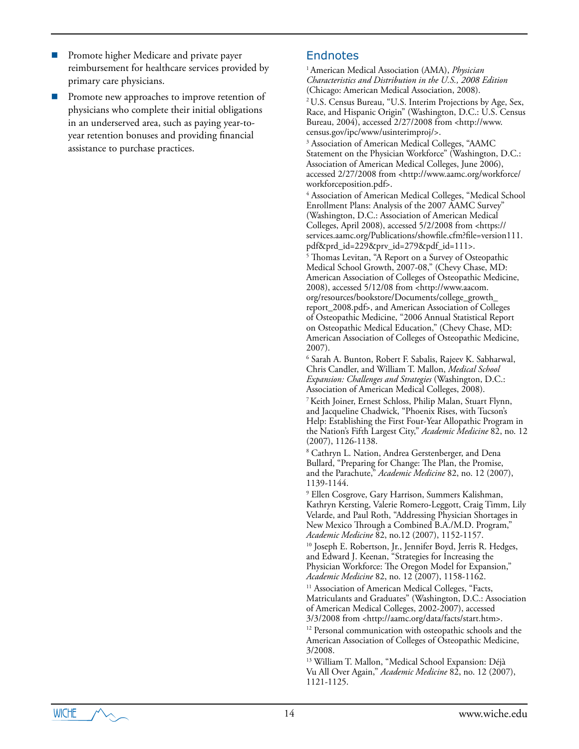- Promote higher Medicare and private payer reimbursement for healthcare services provided by primary care physicians.
- Promote new approaches to improve retention of physicians who complete their initial obligations in an underserved area, such as paying year-to-year retention bonuses and providing financial assistance to purchase practices.

## Endnotes

[1] American Medical Association (AMA), *Physician Characteristics and Distribution in the U.S., 2008 Edition* (Chicago: American Medical Association, 2008).

[2] U.S. Census Bureau, "U.S. Interim Projections by Age, Sex, Race, and Hispanic Origin" (Washington, D.C.: U.S. Census Bureau, 2004), accessed 2/27/2008 from <http://www.census.gov/ipc/www/usinterimproj/>.

[3] Association of American Medical Colleges, "AAMC Statement on the Physician Workforce" (Washington, D.C.: Association of American Medical Colleges, June 2006), accessed 2/27/2008 from <http://www.aamc.org/workforce/workforceposition.pdf>.

[4] Association of American Medical Colleges, "Medical School Enrollment Plans: Analysis of the 2007 AAMC Survey" (Washington, D.C.: Association of American Medical Colleges, April 2008), accessed 5/2/2008 from <https://services.aamc.org/Publications/showfile.cfm?file=version111.pdf&prd_id=229&prv_id=279&pdf_id=111>.

[5] Thomas Levitan, "A Report on a Survey of Osteopathic Medical School Growth, 2007-08," (Chevy Chase, MD: American Association of Colleges of Osteopathic Medicine, 2008), accessed 5/12/08 from <http://www.aacom.org/resources/bookstore/Documents/college_growth_report_2008.pdf>, and American Association of Colleges of Osteopathic Medicine, "2006 Annual Statistical Report on Osteopathic Medical Education," (Chevy Chase, MD: American Association of Colleges of Osteopathic Medicine, 2007).

[6] Sarah A. Bunton, Robert F. Sabalis, Rajeev K. Sabharwal, Chris Candler, and William T. Mallon, *Medical School Expansion: Challenges and Strategies* (Washington, D.C.: Association of American Medical Colleges, 2008).

[7] Keith Joiner, Ernest Schloss, Philip Malan, Stuart Flynn, and Jacqueline Chadwick, "Phoenix Rises, with Tucson's Help: Establishing the First Four-Year Allopathic Program in the Nation's Fifth Largest City," *Academic Medicine* 82, no. 12 (2007), 1126-1138.

[8] Cathryn L. Nation, Andrea Gerstenberger, and Dena Bullard, "Preparing for Change: The Plan, the Promise, and the Parachute," *Academic Medicine* 82, no. 12 (2007), 1139-1144.

[9] Ellen Cosgrove, Gary Harrison, Summers Kalishman, Kathryn Kersting, Valerie Romero-Leggott, Craig Timm, Lily Velarde, and Paul Roth, "Addressing Physician Shortages in New Mexico Through a Combined B.A./M.D. Program," *Academic Medicine* 82, no.12 (2007), 1152-1157.

[10] Joseph E. Robertson, Jr., Jennifer Boyd, Jerris R. Hedges, and Edward J. Keenan, "Strategies for Increasing the Physician Workforce: The Oregon Model for Expansion," *Academic Medicine* 82, no. 12 (2007), 1158-1162.

[11] Association of American Medical Colleges, "Facts, Matriculants and Graduates" (Washington, D.C.: Association of American Medical Colleges, 2002-2007), accessed 3/3/2008 from <http://aamc.org/data/facts/start.htm>.

[12] Personal communication with osteopathic schools and the American Association of Colleges of Osteopathic Medicine, 3/2008.

[13] William T. Mallon, "Medical School Expansion: Déjà Vu All Over Again," *Academic Medicine* 82, no. 12 (2007), 1121-1125.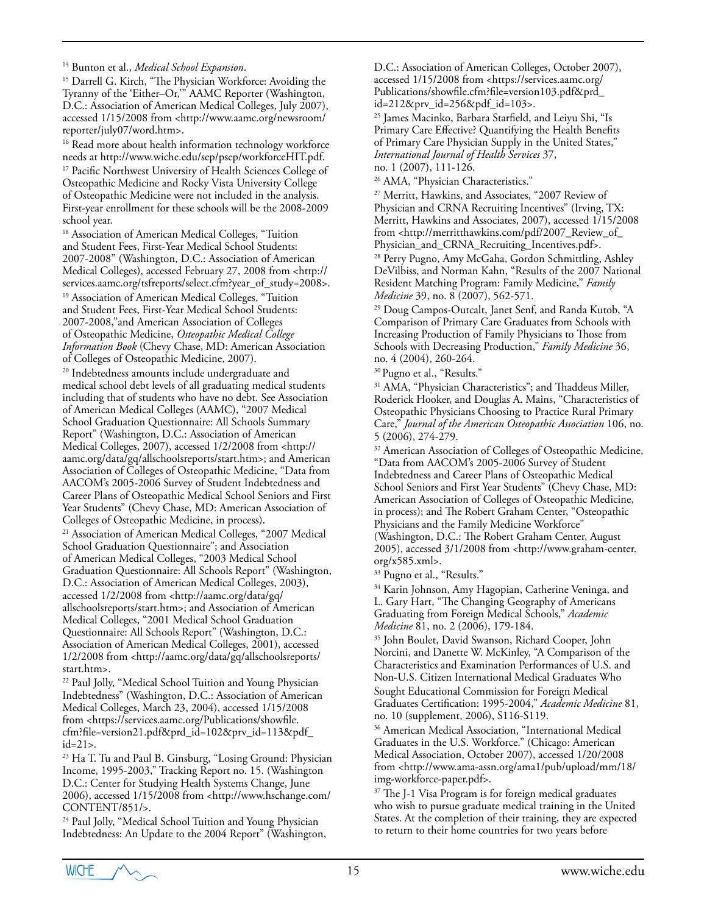[14] Bunton et al., *Medical School Expansion*.

[15] Darrell G. Kirch, "The Physician Workforce: Avoiding the Tyranny of the 'Either–Or,'" AAMC Reporter (Washington, D.C.: Association of American Medical Colleges, July 2007), accessed 1/15/2008 from <http://www.aamc.org/newsroom/reporter/july07/word.htm>.

[16] Read more about health information technology workforce needs at http://www.wiche.edu/sep/psep/workforceHIT.pdf.

[17] Pacific Northwest University of Health Sciences College of Osteopathic Medicine and Rocky Vista University College of Osteopathic Medicine were not included in the analysis. First-year enrollment for these schools will be the 2008-2009 school year.

[18] Association of American Medical Colleges, "Tuition and Student Fees, First-Year Medical School Students: 2007-2008" (Washington, D.C.: Association of American Medical Colleges), accessed February 27, 2008 from <http://services.aamc.org/tsfreports/select.cfm?year_of_study=2008>.

[19] Association of American Medical Colleges, "Tuition and Student Fees, First-Year Medical School Students: 2007-2008,"and American Association of Colleges of Osteopathic Medicine, *Osteopathic Medical College Information Book* (Chevy Chase, MD: American Association of Colleges of Osteopathic Medicine, 2007).

[20] Indebtedness amounts include undergraduate and medical school debt levels of all graduating medical students including that of students who have no debt. See Association of American Medical Colleges (AAMC), "2007 Medical School Graduation Questionnaire: All Schools Summary Report" (Washington, D.C.: Association of American Medical Colleges, 2007), accessed 1/2/2008 from <http://aamc.org/data/gq/allschoolsreports/start.htm>; and American Association of Colleges of Osteopathic Medicine, "Data from AACOM's 2005-2006 Survey of Student Indebtedness and Career Plans of Osteopathic Medical School Seniors and First Year Students" (Chevy Chase, MD: American Association of Colleges of Osteopathic Medicine, in process).

[21] Association of American Medical Colleges, "2007 Medical School Graduation Questionnaire"; and Association of American Medical Colleges, "2003 Medical School Graduation Questionnaire: All Schools Report" (Washington, D.C.: Association of American Medical Colleges, 2003), accessed 1/2/2008 from <http://aamc.org/data/gq/allschoolsreports/start.htm>; and Association of American Medical Colleges, "2001 Medical School Graduation Questionnaire: All Schools Report" (Washington, D.C.: Association of American Medical Colleges, 2001), accessed 1/2/2008 from <http://aamc.org/data/gq/allschoolsreports/start.htm>.

[22] Paul Jolly, "Medical School Tuition and Young Physician Indebtedness" (Washington, D.C.: Association of American Medical Colleges, March 23, 2004), accessed 1/15/2008 from <https://services.aamc.org/Publications/showfile.cfm?file=version21.pdf&prd_id=102&prv_id=113&pdf_id=21>.

[23] Ha T. Tu and Paul B. Ginsburg, "Losing Ground: Physician Income, 1995-2003," Tracking Report no. 15. (Washington D.C.: Center for Studying Health Systems Change, June 2006), accessed 1/15/2008 from <http://www.hschange.com/CONTENT/851/>.

[24] Paul Jolly, "Medical School Tuition and Young Physician Indebtedness: An Update to the 2004 Report" (Washington, D.C.: Association of American Colleges, October 2007), accessed 1/15/2008 from <https://services.aamc.org/Publications/showfile.cfm?file=version103.pdf&prd_id=212&prv_id=256&pdf_id=103>.

[25] James Macinko, Barbara Starfield, and Leiyu Shi, "Is Primary Care Effective? Quantifying the Health Benefits of Primary Care Physician Supply in the United States," *International Journal of Health Services* 37, no. 1 (2007), 111-126.

[26] AMA, "Physician Characteristics."

[27] Merritt, Hawkins, and Associates, "2007 Review of Physician and CRNA Recruiting Incentives" (Irving, TX: Merritt, Hawkins and Associates, 2007), accessed 1/15/2008 from <http://merritthawkins.com/pdf/2007_Review_of_Physician_and_CRNA_Recruiting_Incentives.pdf>.

[28] Perry Pugno, Amy McGaha, Gordon Schmittling, Ashley DeVilbiss, and Norman Kahn, "Results of the 2007 National Resident Matching Program: Family Medicine," *Family Medicine* 39, no. 8 (2007), 562-571.

[29] Doug Campos-Outcalt, Janet Senf, and Randa Kutob, "A Comparison of Primary Care Graduates from Schools with Increasing Production of Family Physicians to Those from Schools with Decreasing Production," *Family Medicine* 36, no. 4 (2004), 260-264.

[30] Pugno et al., "Results."

[31] AMA, "Physician Characteristics"; and Thaddeus Miller, Roderick Hooker, and Douglas A. Mains, "Characteristics of Osteopathic Physicians Choosing to Practice Rural Primary Care," *Journal of the American Osteopathic Association* 106, no. 5 (2006), 274-279.

[32] American Association of Colleges of Osteopathic Medicine, "Data from AACOM's 2005-2006 Survey of Student Indebtedness and Career Plans of Osteopathic Medical School Seniors and First Year Students" (Chevy Chase, MD: American Association of Colleges of Osteopathic Medicine, in process); and The Robert Graham Center, "Osteopathic Physicians and the Family Medicine Workforce" (Washington, D.C.: The Robert Graham Center, August 2005), accessed 3/1/2008 from <http://www.graham-center.org/x585.xml>.

[33] Pugno et al., "Results."

[34] Karin Johnson, Amy Hagopian, Catherine Veninga, and L. Gary Hart, "The Changing Geography of Americans Graduating from Foreign Medical Schools," *Academic Medicine* 81, no. 2 (2006), 179-184.

[35] John Boulet, David Swanson, Richard Cooper, John Norcini, and Danette W. McKinley, "A Comparison of the Characteristics and Examination Performances of U.S. and Non-U.S. Citizen International Medical Graduates Who Sought Educational Commission for Foreign Medical Graduates Certification: 1995-2004," *Academic Medicine* 81, no. 10 (supplement, 2006), S116-S119.

[36] American Medical Association, "International Medical Graduates in the U.S. Workforce." (Chicago: American Medical Association, October 2007), accessed 1/20/2008 from <http://www.ama-assn.org/ama1/pub/upload/mm/18/img-workforce-paper.pdf>.

[37] The J-1 Visa Program is for foreign medical graduates who wish to pursue graduate medical training in the United States. At the completion of their training, they are expected to return to their home countries for two years before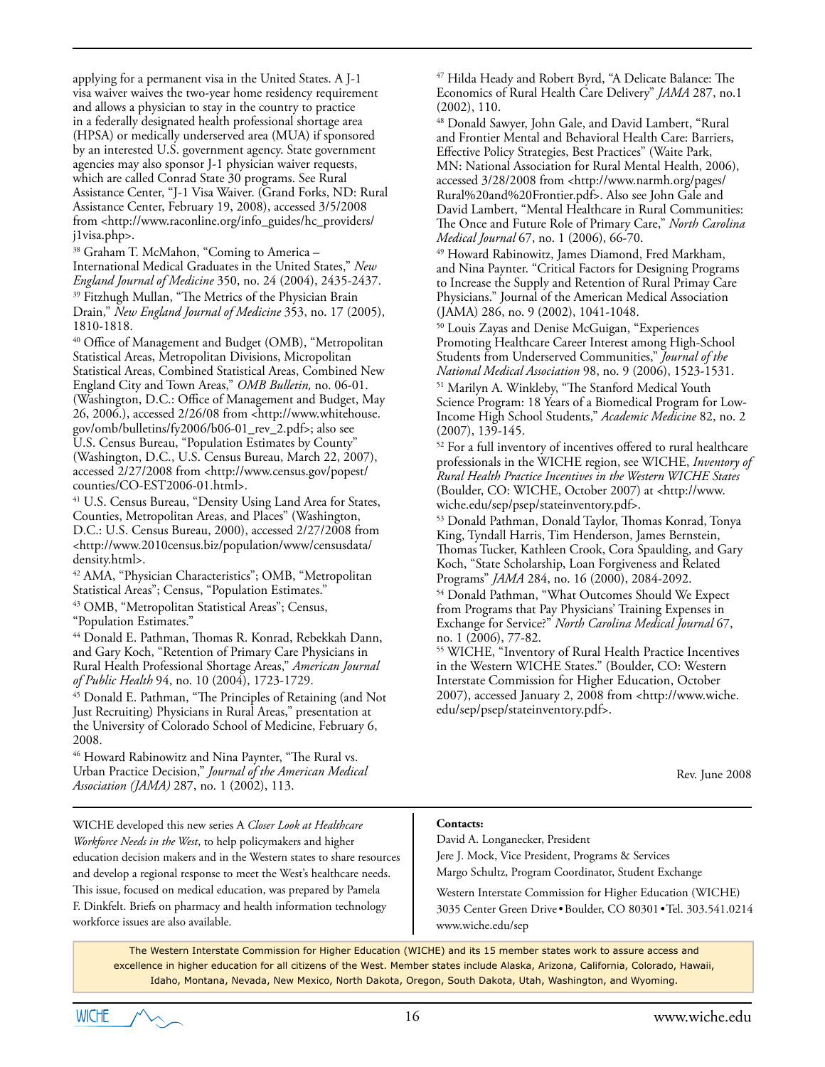applying for a permanent visa in the United States. A J-1 visa waiver waives the two-year home residency requirement and allows a physician to stay in the country to practice in a federally designated health professional shortage area (HPSA) or medically underserved area (MUA) if sponsored by an interested U.S. government agency. State government agencies may also sponsor J-1 physician waiver requests, which are called Conrad State 30 programs. See Rural Assistance Center, "J-1 Visa Waiver. (Grand Forks, ND: Rural Assistance Center, February 19, 2008), accessed 3/5/2008 from <http://www.raconline.org/info_guides/hc_providers/j1visa.php>.

[38] Graham T. McMahon, "Coming to America – International Medical Graduates in the United States," *New England Journal of Medicine* 350, no. 24 (2004), 2435-2437.

[39] Fitzhugh Mullan, "The Metrics of the Physician Brain Drain," *New England Journal of Medicine* 353, no. 17 (2005), 1810-1818.

[40] Office of Management and Budget (OMB), "Metropolitan Statistical Areas, Metropolitan Divisions, Micropolitan Statistical Areas, Combined Statistical Areas, Combined New England City and Town Areas," *OMB Bulletin,* no. 06-01. (Washington, D.C.: Office of Management and Budget, May 26, 2006.), accessed 2/26/08 from <http://www.whitehouse.gov/omb/bulletins/fy2006/b06-01_rev_2.pdf>; also see U.S. Census Bureau, "Population Estimates by County" (Washington, D.C., U.S. Census Bureau, March 22, 2007), accessed 2/27/2008 from <http://www.census.gov/popest/counties/CO-EST2006-01.html>.

[41] U.S. Census Bureau, "Density Using Land Area for States, Counties, Metropolitan Areas, and Places" (Washington, D.C.: U.S. Census Bureau, 2000), accessed 2/27/2008 from <http://www.2010census.biz/population/www/censusdata/density.html>.

[42] AMA, "Physician Characteristics"; OMB, "Metropolitan Statistical Areas"; Census, "Population Estimates."

[43] OMB, "Metropolitan Statistical Areas"; Census, "Population Estimates."

[44] Donald E. Pathman, Thomas R. Konrad, Rebekkah Dann, and Gary Koch, "Retention of Primary Care Physicians in Rural Health Professional Shortage Areas," *American Journal of Public Health* 94, no. 10 (2004), 1723-1729.

[45] Donald E. Pathman, "The Principles of Retaining (and Not Just Recruiting) Physicians in Rural Areas," presentation at the University of Colorado School of Medicine, February 6, 2008.

[46] Howard Rabinowitz and Nina Paynter, "The Rural vs. Urban Practice Decision," *Journal of the American Medical Association (JAMA)* 287, no. 1 (2002), 113.

[47] Hilda Heady and Robert Byrd, "A Delicate Balance: The Economics of Rural Health Care Delivery" *JAMA* 287, no.1 (2002), 110.

[48] Donald Sawyer, John Gale, and David Lambert, "Rural and Frontier Mental and Behavioral Health Care: Barriers, Effective Policy Strategies, Best Practices" (Waite Park, MN: National Association for Rural Mental Health, 2006), accessed 3/28/2008 from <http://www.narmh.org/pages/Rural%20and%20Frontier.pdf>. Also see John Gale and David Lambert, "Mental Healthcare in Rural Communities: The Once and Future Role of Primary Care," *North Carolina Medical Journal* 67, no. 1 (2006), 66-70.

[49] Howard Rabinowitz, James Diamond, Fred Markham, and Nina Paynter. "Critical Factors for Designing Programs to Increase the Supply and Retention of Rural Primay Care Physicians." Journal of the American Medical Association (JAMA) 286, no. 9 (2002), 1041-1048.

[50] Louis Zayas and Denise McGuigan, "Experiences Promoting Healthcare Career Interest among High-School Students from Underserved Communities," *Journal of the National Medical Association* 98, no. 9 (2006), 1523-1531.

[51] Marilyn A. Winkleby, "The Stanford Medical Youth Science Program: 18 Years of a Biomedical Program for Low-Income High School Students," *Academic Medicine* 82, no. 2 (2007), 139-145.

[52] For a full inventory of incentives offered to rural healthcare professionals in the WICHE region, see WICHE, *Inventory of Rural Health Practice Incentives in the Western WICHE States* (Boulder, CO: WICHE, October 2007) at <http://www.wiche.edu/sep/psep/stateinventory.pdf>.

[53] Donald Pathman, Donald Taylor, Thomas Konrad, Tonya King, Tyndall Harris, Tim Henderson, James Bernstein, Thomas Tucker, Kathleen Crook, Cora Spaulding, and Gary Koch, "State Scholarship, Loan Forgiveness and Related Programs" *JAMA* 284, no. 16 (2000), 2084-2092.

[54] Donald Pathman, "What Outcomes Should We Expect from Programs that Pay Physicians' Training Expenses in Exchange for Service?" *North Carolina Medical Journal* 67, no. 1 (2006), 77-82.

[55] WICHE, "Inventory of Rural Health Practice Incentives in the Western WICHE States." (Boulder, CO: Western Interstate Commission for Higher Education, October 2007), accessed January 2, 2008 from <http://www.wiche.edu/sep/psep/stateinventory.pdf>.

Rev. June 2008

WICHE developed this new series A *Closer Look at Healthcare Workforce Needs in the West*, to help policymakers and higher education decision makers and in the Western states to share resources and develop a regional response to meet the West's healthcare needs. This issue, focused on medical education, was prepared by Pamela F. Dinkfelt. Briefs on pharmacy and health information technology workforce issues are also available.

**Contacts:**

David A. Longanecker, President

Jere J. Mock, Vice President, Programs & Services

Margo Schultz, Program Coordinator, Student Exchange

Western Interstate Commission for Higher Education (WICHE)
3035 Center Green Drive • Boulder, CO 80301 • Tel. 303.541.0214
www.wiche.edu/sep

The Western Interstate Commission for Higher Education (WICHE) and its 15 member states work to assure access and excellence in higher education for all citizens of the West. Member states include Alaska, Arizona, California, Colorado, Hawaii, Idaho, Montana, Nevada, New Mexico, North Dakota, Oregon, South Dakota, Utah, Washington, and Wyoming.